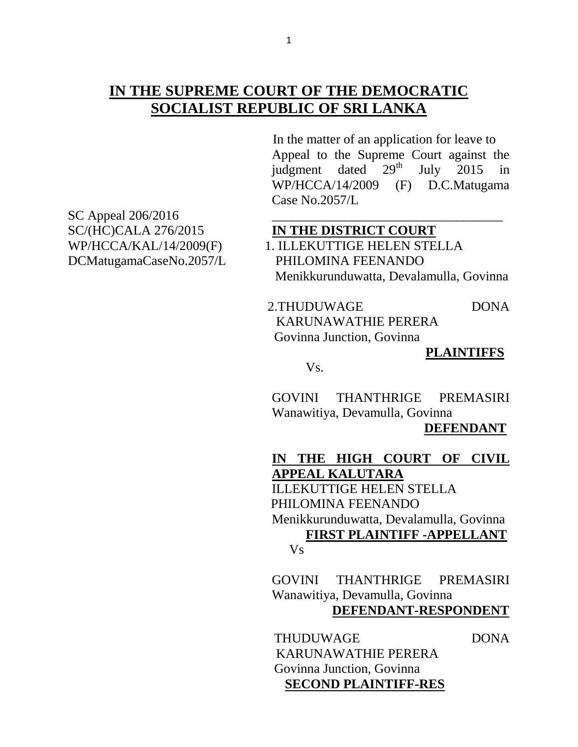# IN THE SUPREME COURT OF THE DEMOCRATIC SOCIALIST REPUBLIC OF SRI LANKA

In the matter of an application for leave to Appeal to the Supreme Court against the judgment dated 29th July 2015 in WP/HCCA/14/2009 (F) D.C.Matugama Case No.2057/L

SC Appeal 206/2016
SC/(HC)CALA 276/2015
WP/HCCA/KAL/14/2009(F)
DCMatugamaCaseNo.2057/L

---

**IN THE DISTRICT COURT**

1. ILLEKUTTIGE HELEN STELLA PHILOMINA FEENANDO
   Menikkurunduwatta, Devalamulla, Govinna

2. THUDUWAGE DONA KARUNAWATHIE PERERA
   Govinna Junction, Govinna

**PLAINTIFFS**

Vs.

GOVINI THANTHRIGE PREMASIRI
Wanawitiya, Devamulla, Govinna

**DEFENDANT**

**IN THE HIGH COURT OF CIVIL APPEAL KALUTARA**

ILLEKUTTIGE HELEN STELLA PHILOMINA FEENANDO
Menikkurunduwatta, Devalamulla, Govinna

**FIRST PLAINTIFF -APPELLANT**

Vs

GOVINI THANTHRIGE PREMASIRI
Wanawitiya, Devamulla, Govinna

**DEFENDANT-RESPONDENT**

THUDUWAGE DONA KARUNAWATHIE PERERA
Govinna Junction, Govinna

**SECOND PLAINTIFF-RES**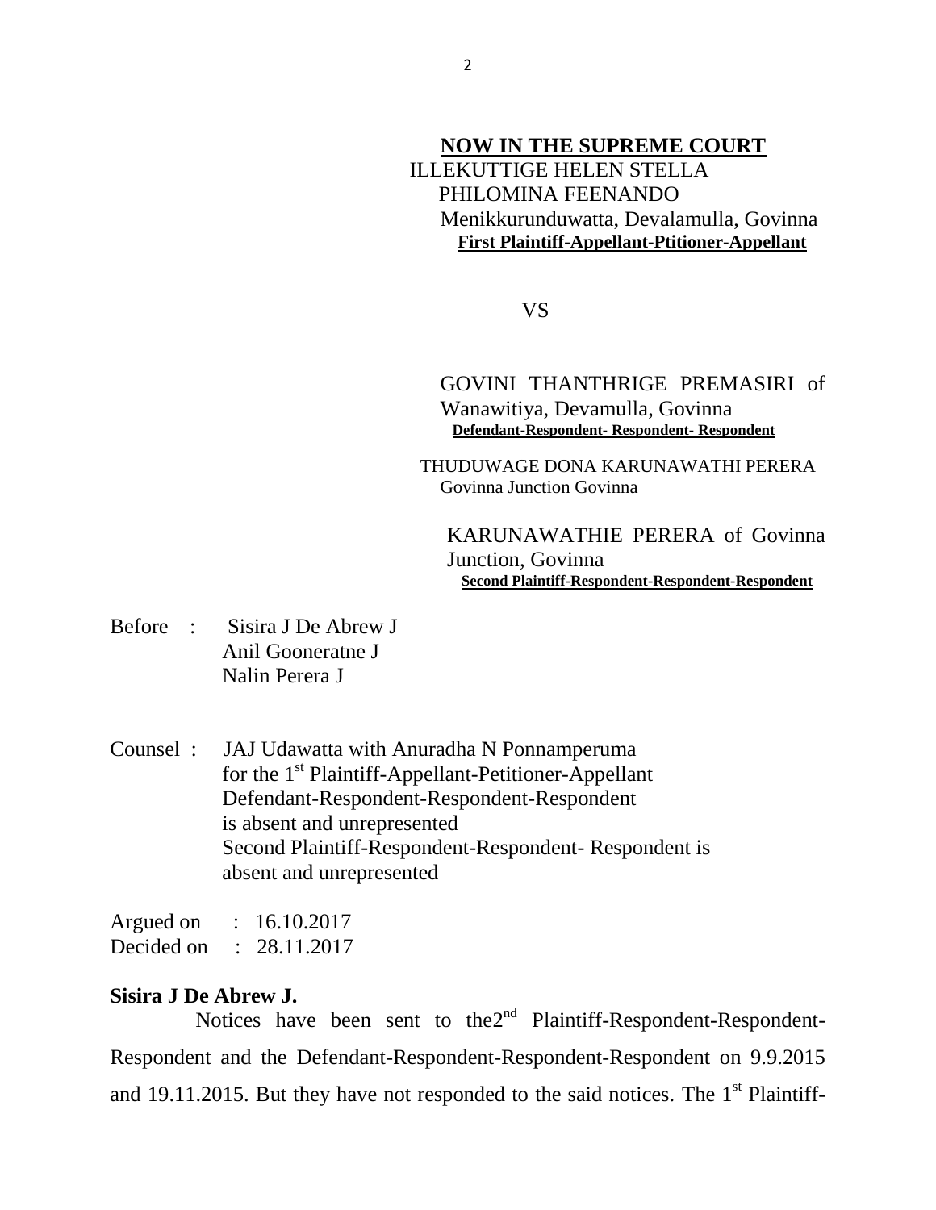**NOW IN THE SUPREME COURT**

ILLEKUTTIGE HELEN STELLA PHILOMINA FEENANDO
Menikkurunduwatta, Devalamulla, Govinna
**First Plaintiff-Appellant-Ptitioner-Appellant**

VS

GOVINI THANTHRIGE PREMASIRI of Wanawitiya, Devamulla, Govinna
**Defendant-Respondent- Respondent- Respondent**

THUDUWAGE DONA KARUNAWATHI PERERA
Govinna Junction Govinna

KARUNAWATHIE PERERA of Govinna Junction, Govinna
**Second Plaintiff-Respondent-Respondent-Respondent**

Before : Sisira J De Abrew J
Anil Gooneratne J
Nalin Perera J

Counsel : JAJ Udawatta with Anuradha N Ponnamperuma for the 1st Plaintiff-Appellant-Petitioner-Appellant
Defendant-Respondent-Respondent-Respondent is absent and unrepresented
Second Plaintiff-Respondent-Respondent- Respondent is absent and unrepresented

Argued on : 16.10.2017
Decided on : 28.11.2017

**Sisira J De Abrew J.**

Notices have been sent to the2nd Plaintiff-Respondent-Respondent-Respondent and the Defendant-Respondent-Respondent-Respondent on 9.9.2015 and 19.11.2015. But they have not responded to the said notices. The 1st Plaintiff-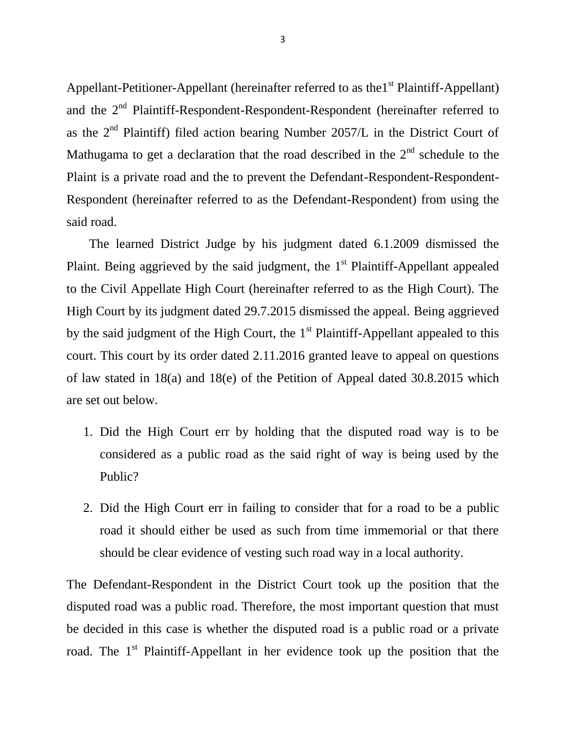Appellant-Petitioner-Appellant (hereinafter referred to as the1[st] Plaintiff-Appellant) and the 2[nd] Plaintiff-Respondent-Respondent-Respondent (hereinafter referred to as the 2[nd] Plaintiff) filed action bearing Number 2057/L in the District Court of Mathugama to get a declaration that the road described in the 2[nd] schedule to the Plaint is a private road and the to prevent the Defendant-Respondent-Respondent-Respondent (hereinafter referred to as the Defendant-Respondent) from using the said road.

The learned District Judge by his judgment dated 6.1.2009 dismissed the Plaint. Being aggrieved by the said judgment, the 1[st] Plaintiff-Appellant appealed to the Civil Appellate High Court (hereinafter referred to as the High Court). The High Court by its judgment dated 29.7.2015 dismissed the appeal. Being aggrieved by the said judgment of the High Court, the 1[st] Plaintiff-Appellant appealed to this court. This court by its order dated 2.11.2016 granted leave to appeal on questions of law stated in 18(a) and 18(e) of the Petition of Appeal dated 30.8.2015 which are set out below.

1. Did the High Court err by holding that the disputed road way is to be considered as a public road as the said right of way is being used by the Public?

2. Did the High Court err in failing to consider that for a road to be a public road it should either be used as such from time immemorial or that there should be clear evidence of vesting such road way in a local authority.

The Defendant-Respondent in the District Court took up the position that the disputed road was a public road. Therefore, the most important question that must be decided in this case is whether the disputed road is a public road or a private road. The 1[st] Plaintiff-Appellant in her evidence took up the position that the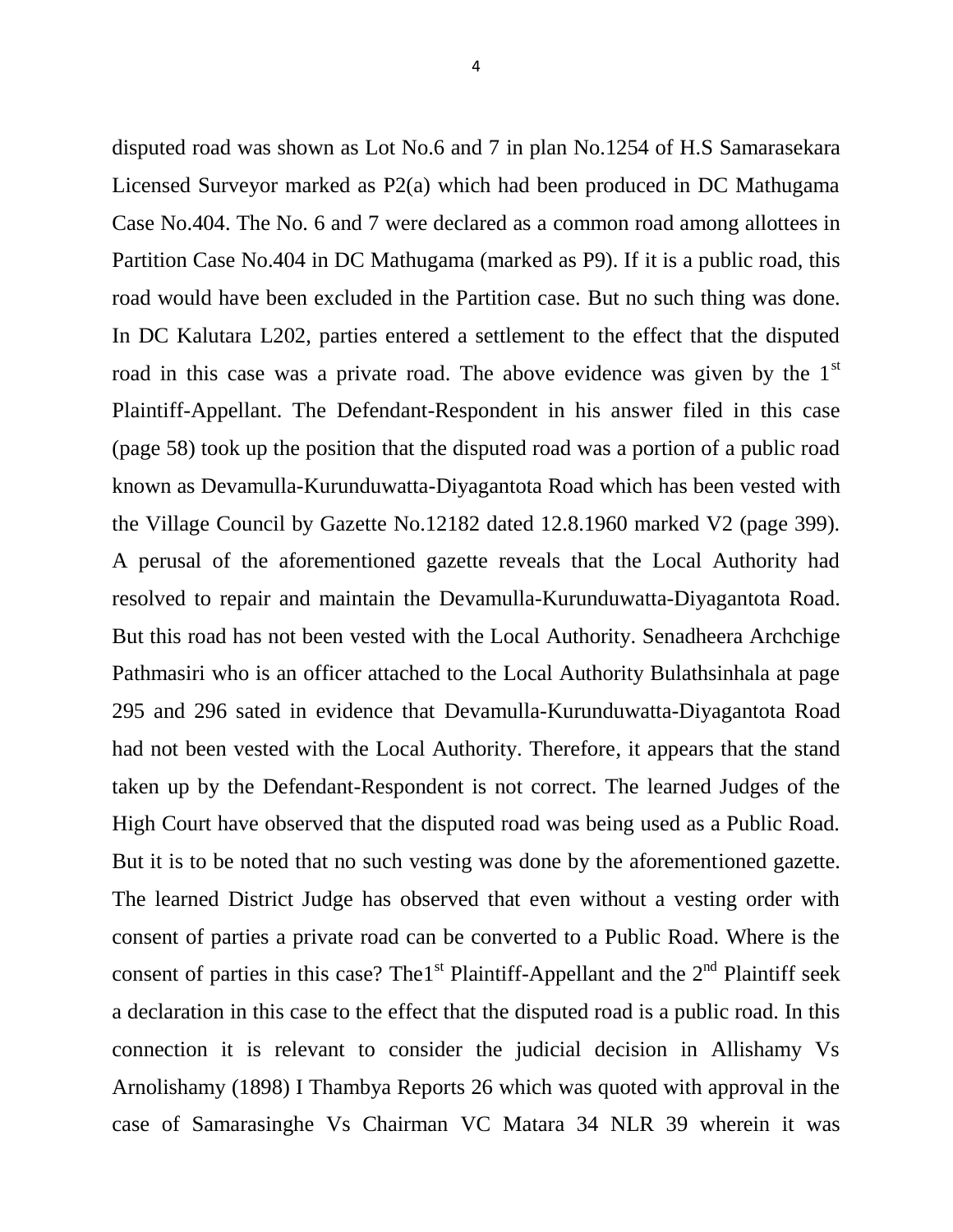disputed road was shown as Lot No.6 and 7 in plan No.1254 of H.S Samarasekara Licensed Surveyor marked as P2(a) which had been produced in DC Mathugama Case No.404. The No. 6 and 7 were declared as a common road among allottees in Partition Case No.404 in DC Mathugama (marked as P9). If it is a public road, this road would have been excluded in the Partition case. But no such thing was done. In DC Kalutara L202, parties entered a settlement to the effect that the disputed road in this case was a private road. The above evidence was given by the 1st Plaintiff-Appellant. The Defendant-Respondent in his answer filed in this case (page 58) took up the position that the disputed road was a portion of a public road known as Devamulla-Kurunduwatta-Diyagantota Road which has been vested with the Village Council by Gazette No.12182 dated 12.8.1960 marked V2 (page 399). A perusal of the aforementioned gazette reveals that the Local Authority had resolved to repair and maintain the Devamulla-Kurunduwatta-Diyagantota Road. But this road has not been vested with the Local Authority. Senadheera Archchige Pathmasiri who is an officer attached to the Local Authority Bulathsinhala at page 295 and 296 sated in evidence that Devamulla-Kurunduwatta-Diyagantota Road had not been vested with the Local Authority. Therefore, it appears that the stand taken up by the Defendant-Respondent is not correct. The learned Judges of the High Court have observed that the disputed road was being used as a Public Road. But it is to be noted that no such vesting was done by the aforementioned gazette. The learned District Judge has observed that even without a vesting order with consent of parties a private road can be converted to a Public Road. Where is the consent of parties in this case? The1st Plaintiff-Appellant and the 2nd Plaintiff seek a declaration in this case to the effect that the disputed road is a public road. In this connection it is relevant to consider the judicial decision in Allishamy Vs Arnolishamy (1898) I Thambya Reports 26 which was quoted with approval in the case of Samarasinghe Vs Chairman VC Matara 34 NLR 39 wherein it was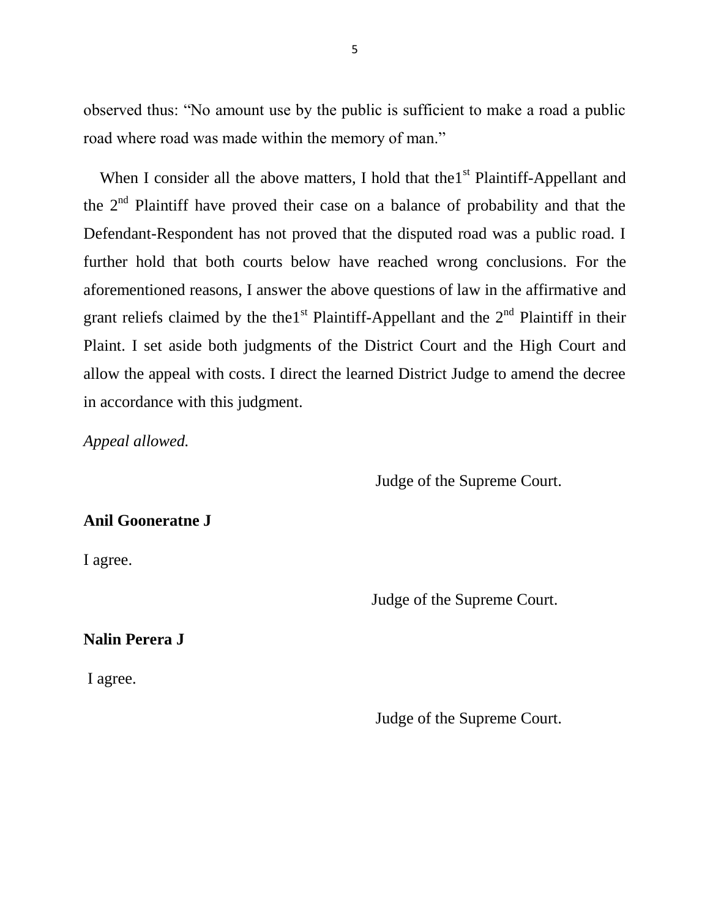observed thus: "No amount use by the public is sufficient to make a road a public road where road was made within the memory of man."

When I consider all the above matters, I hold that the1st Plaintiff-Appellant and the 2nd Plaintiff have proved their case on a balance of probability and that the Defendant-Respondent has not proved that the disputed road was a public road. I further hold that both courts below have reached wrong conclusions. For the aforementioned reasons, I answer the above questions of law in the affirmative and grant reliefs claimed by the the1st Plaintiff-Appellant and the 2nd Plaintiff in their Plaint. I set aside both judgments of the District Court and the High Court and allow the appeal with costs. I direct the learned District Judge to amend the decree in accordance with this judgment.

*Appeal allowed.*

Judge of the Supreme Court.

**Anil Gooneratne J**

I agree.

Judge of the Supreme Court.

**Nalin Perera J**

I agree.

Judge of the Supreme Court.